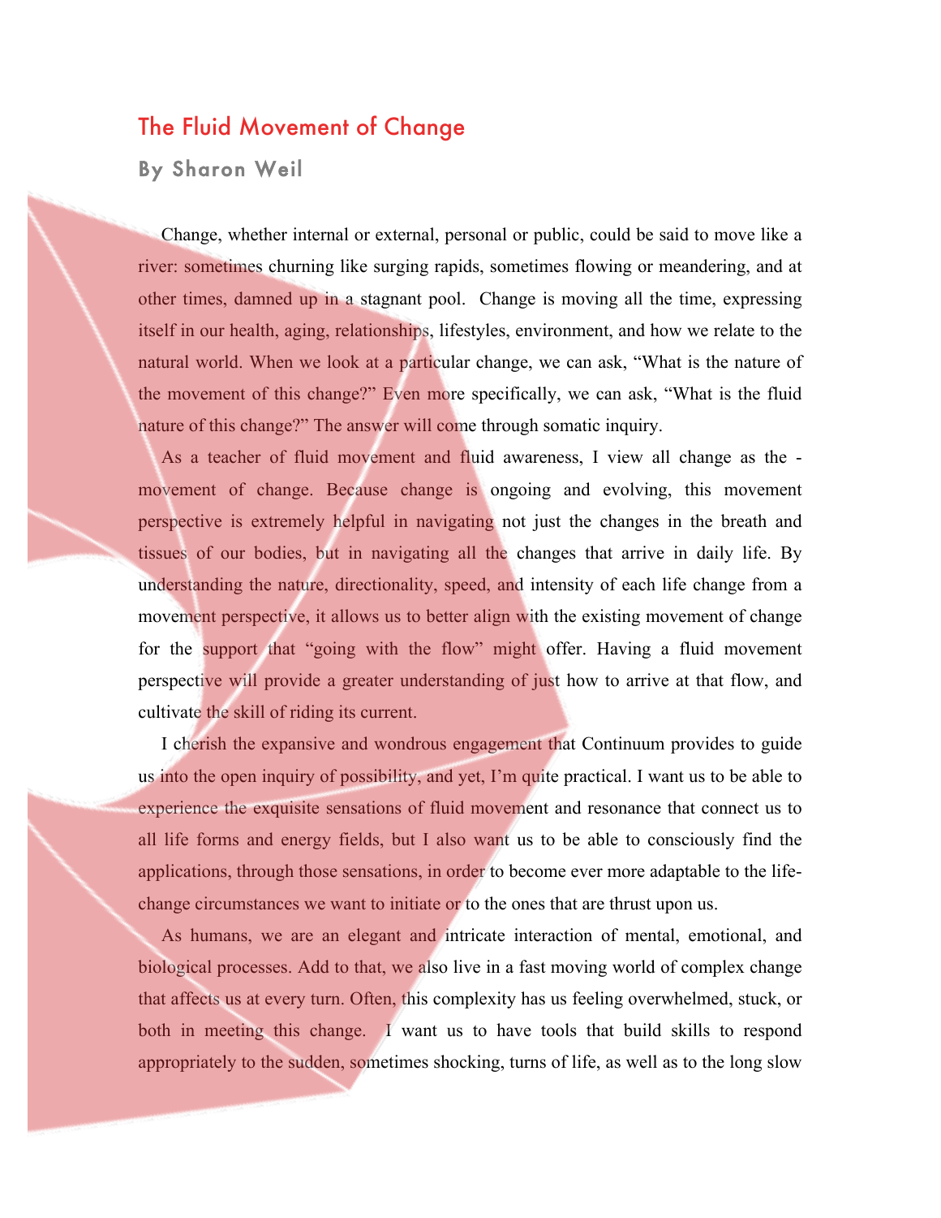# The Fluid Movement of Change

**By Sharon Weil**

Change, whether internal or external, personal or public, could be said to move like a river: sometimes churning like surging rapids, sometimes flowing or meandering, and at other times, damned up in a stagnant pool. Change is moving all the time, expressing itself in our health, aging, relationships, lifestyles, environment, and how we relate to the natural world. When we look at a particular change, we can ask, "What is the nature of the movement of this change?" Even more specifically, we can ask, "What is the fluid nature of this change?" The answer will come through somatic inquiry.

As a teacher of fluid movement and fluid awareness, I view all change as the -movement of change. Because change is ongoing and evolving, this movement perspective is extremely helpful in navigating not just the changes in the breath and tissues of our bodies, but in navigating all the changes that arrive in daily life. By understanding the nature, directionality, speed, and intensity of each life change from a movement perspective, it allows us to better align with the existing movement of change for the support that "going with the flow" might offer. Having a fluid movement perspective will provide a greater understanding of just how to arrive at that flow, and cultivate the skill of riding its current.

I cherish the expansive and wondrous engagement that Continuum provides to guide us into the open inquiry of possibility, and yet, I'm quite practical. I want us to be able to experience the exquisite sensations of fluid movement and resonance that connect us to all life forms and energy fields, but I also want us to be able to consciously find the applications, through those sensations, in order to become ever more adaptable to the life-change circumstances we want to initiate or to the ones that are thrust upon us.

As humans, we are an elegant and intricate interaction of mental, emotional, and biological processes. Add to that, we also live in a fast moving world of complex change that affects us at every turn. Often, this complexity has us feeling overwhelmed, stuck, or both in meeting this change. I want us to have tools that build skills to respond appropriately to the sudden, sometimes shocking, turns of life, as well as to the long slow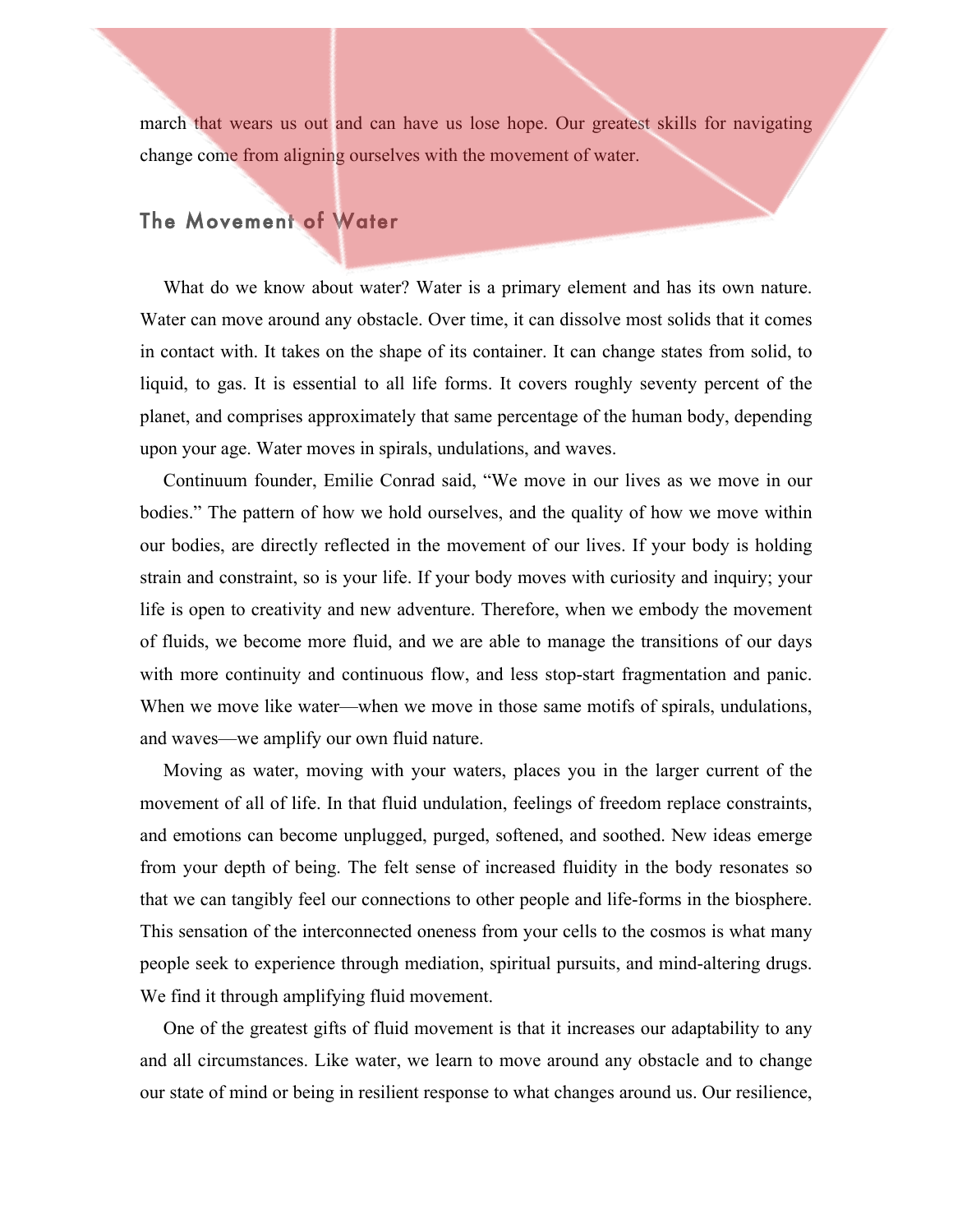march that wears us out and can have us lose hope. Our greatest skills for navigating change come from aligning ourselves with the movement of water.

## The Movement of Water

What do we know about water? Water is a primary element and has its own nature. Water can move around any obstacle. Over time, it can dissolve most solids that it comes in contact with. It takes on the shape of its container. It can change states from solid, to liquid, to gas. It is essential to all life forms. It covers roughly seventy percent of the planet, and comprises approximately that same percentage of the human body, depending upon your age. Water moves in spirals, undulations, and waves.

Continuum founder, Emilie Conrad said, “We move in our lives as we move in our bodies.” The pattern of how we hold ourselves, and the quality of how we move within our bodies, are directly reflected in the movement of our lives. If your body is holding strain and constraint, so is your life. If your body moves with curiosity and inquiry; your life is open to creativity and new adventure. Therefore, when we embody the movement of fluids, we become more fluid, and we are able to manage the transitions of our days with more continuity and continuous flow, and less stop-start fragmentation and panic. When we move like water—when we move in those same motifs of spirals, undulations, and waves—we amplify our own fluid nature.

Moving as water, moving with your waters, places you in the larger current of the movement of all of life. In that fluid undulation, feelings of freedom replace constraints, and emotions can become unplugged, purged, softened, and soothed. New ideas emerge from your depth of being. The felt sense of increased fluidity in the body resonates so that we can tangibly feel our connections to other people and life-forms in the biosphere. This sensation of the interconnected oneness from your cells to the cosmos is what many people seek to experience through mediation, spiritual pursuits, and mind-altering drugs. We find it through amplifying fluid movement.

One of the greatest gifts of fluid movement is that it increases our adaptability to any and all circumstances. Like water, we learn to move around any obstacle and to change our state of mind or being in resilient response to what changes around us. Our resilience,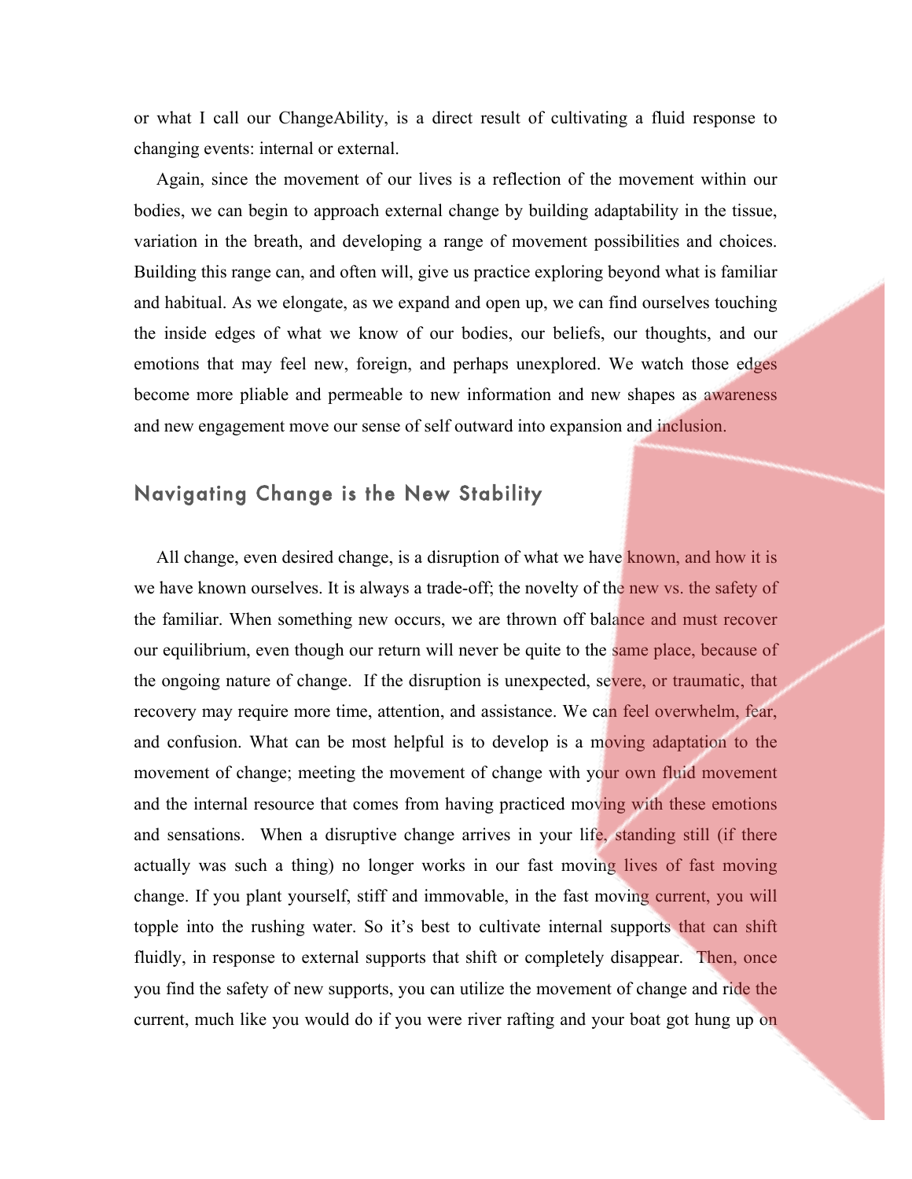or what I call our ChangeAbility, is a direct result of cultivating a fluid response to changing events: internal or external.

Again, since the movement of our lives is a reflection of the movement within our bodies, we can begin to approach external change by building adaptability in the tissue, variation in the breath, and developing a range of movement possibilities and choices. Building this range can, and often will, give us practice exploring beyond what is familiar and habitual. As we elongate, as we expand and open up, we can find ourselves touching the inside edges of what we know of our bodies, our beliefs, our thoughts, and our emotions that may feel new, foreign, and perhaps unexplored. We watch those edges become more pliable and permeable to new information and new shapes as awareness and new engagement move our sense of self outward into expansion and inclusion.

## Navigating Change is the New Stability

All change, even desired change, is a disruption of what we have known, and how it is we have known ourselves. It is always a trade-off; the novelty of the new vs. the safety of the familiar. When something new occurs, we are thrown off balance and must recover our equilibrium, even though our return will never be quite to the same place, because of the ongoing nature of change. If the disruption is unexpected, severe, or traumatic, that recovery may require more time, attention, and assistance. We can feel overwhelm, fear, and confusion. What can be most helpful is to develop is a moving adaptation to the movement of change; meeting the movement of change with your own fluid movement and the internal resource that comes from having practiced moving with these emotions and sensations. When a disruptive change arrives in your life, standing still (if there actually was such a thing) no longer works in our fast moving lives of fast moving change. If you plant yourself, stiff and immovable, in the fast moving current, you will topple into the rushing water. So it's best to cultivate internal supports that can shift fluidly, in response to external supports that shift or completely disappear. Then, once you find the safety of new supports, you can utilize the movement of change and ride the current, much like you would do if you were river rafting and your boat got hung up on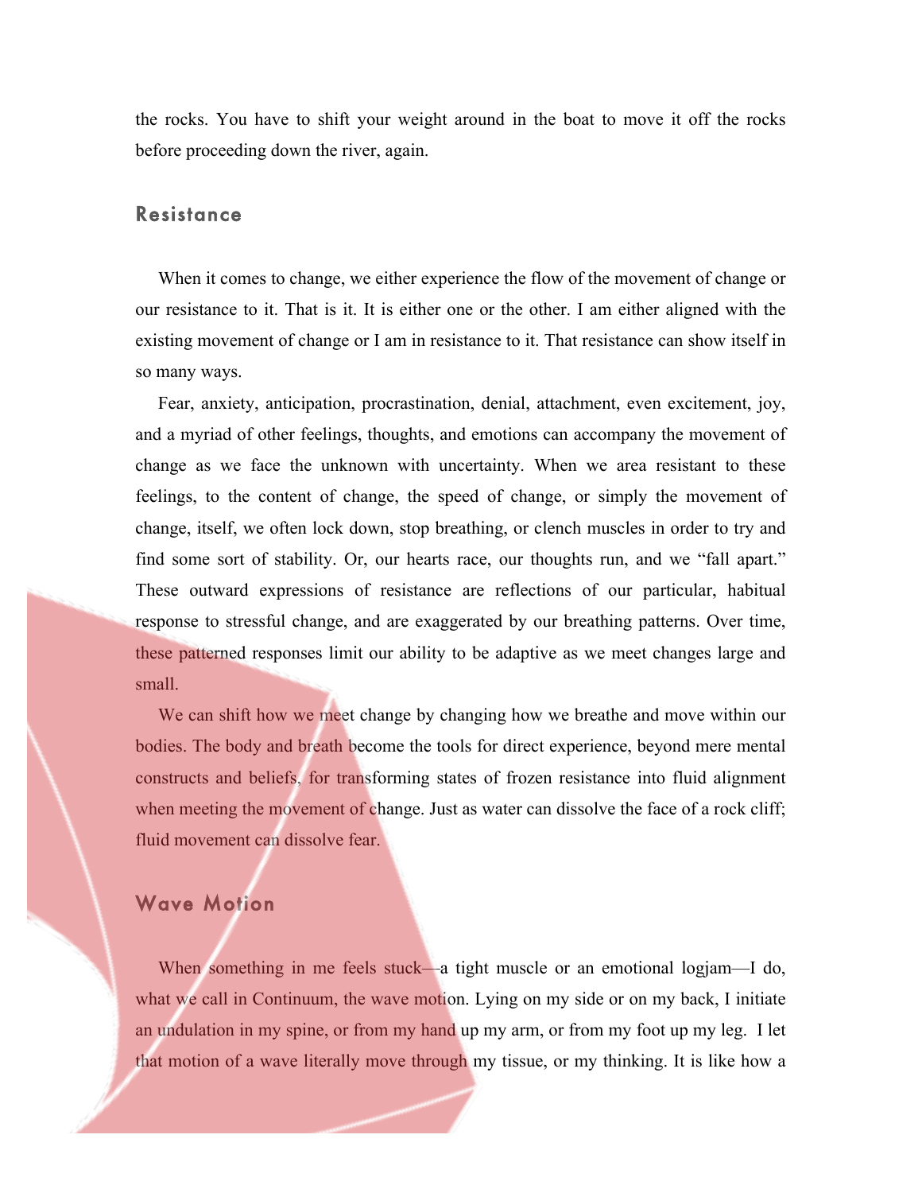the rocks. You have to shift your weight around in the boat to move it off the rocks before proceeding down the river, again.

## Resistance

When it comes to change, we either experience the flow of the movement of change or our resistance to it. That is it. It is either one or the other. I am either aligned with the existing movement of change or I am in resistance to it. That resistance can show itself in so many ways.

Fear, anxiety, anticipation, procrastination, denial, attachment, even excitement, joy, and a myriad of other feelings, thoughts, and emotions can accompany the movement of change as we face the unknown with uncertainty. When we area resistant to these feelings, to the content of change, the speed of change, or simply the movement of change, itself, we often lock down, stop breathing, or clench muscles in order to try and find some sort of stability. Or, our hearts race, our thoughts run, and we "fall apart." These outward expressions of resistance are reflections of our particular, habitual response to stressful change, and are exaggerated by our breathing patterns. Over time, these patterned responses limit our ability to be adaptive as we meet changes large and small.

We can shift how we meet change by changing how we breathe and move within our bodies. The body and breath become the tools for direct experience, beyond mere mental constructs and beliefs, for transforming states of frozen resistance into fluid alignment when meeting the movement of change. Just as water can dissolve the face of a rock cliff; fluid movement can dissolve fear.

## Wave Motion

When something in me feels stuck—a tight muscle or an emotional logjam—I do, what we call in Continuum, the wave motion. Lying on my side or on my back, I initiate an undulation in my spine, or from my hand up my arm, or from my foot up my leg. I let that motion of a wave literally move through my tissue, or my thinking. It is like how a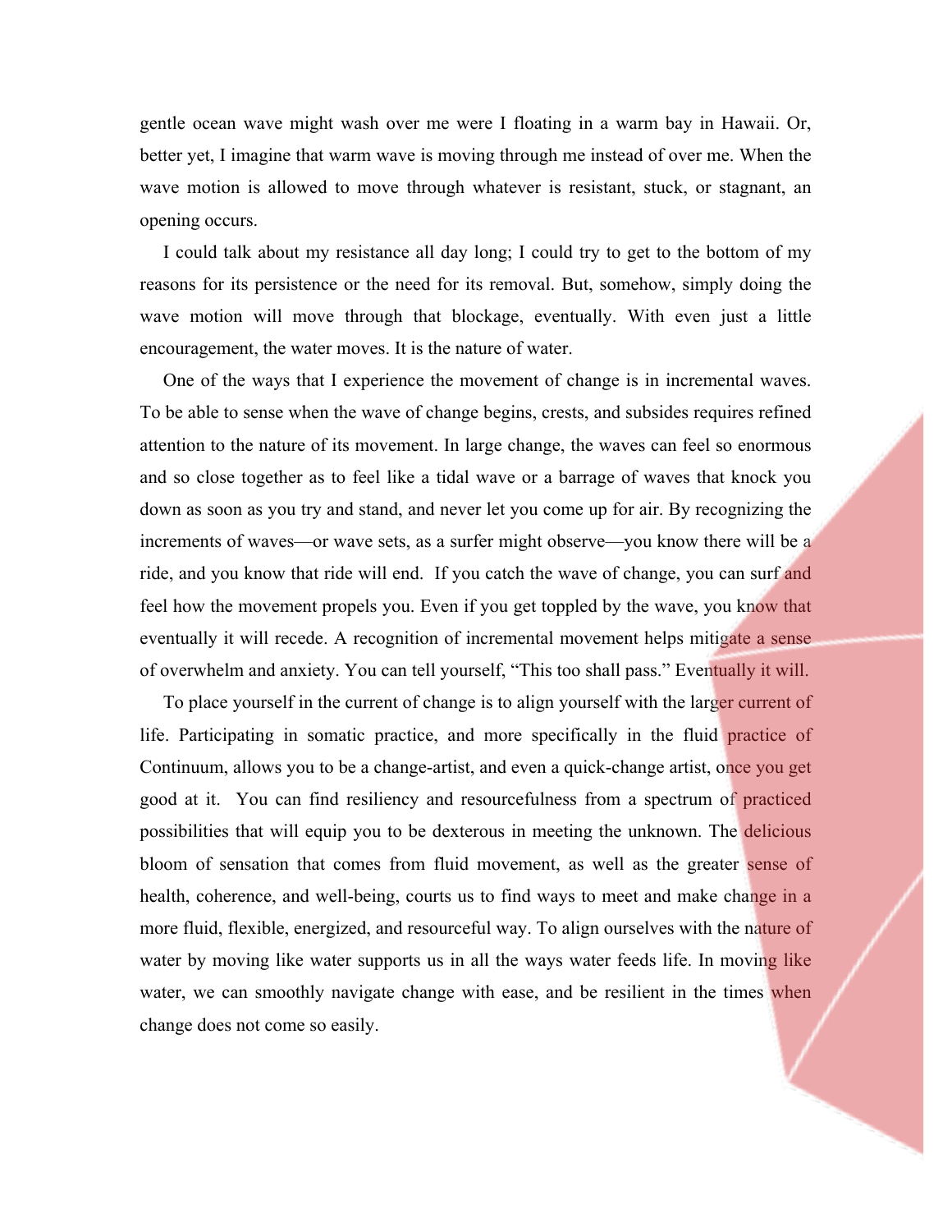gentle ocean wave might wash over me were I floating in a warm bay in Hawaii. Or, better yet, I imagine that warm wave is moving through me instead of over me. When the wave motion is allowed to move through whatever is resistant, stuck, or stagnant, an opening occurs.

I could talk about my resistance all day long; I could try to get to the bottom of my reasons for its persistence or the need for its removal. But, somehow, simply doing the wave motion will move through that blockage, eventually. With even just a little encouragement, the water moves. It is the nature of water.

One of the ways that I experience the movement of change is in incremental waves. To be able to sense when the wave of change begins, crests, and subsides requires refined attention to the nature of its movement. In large change, the waves can feel so enormous and so close together as to feel like a tidal wave or a barrage of waves that knock you down as soon as you try and stand, and never let you come up for air. By recognizing the increments of waves—or wave sets, as a surfer might observe—you know there will be a ride, and you know that ride will end. If you catch the wave of change, you can surf and feel how the movement propels you. Even if you get toppled by the wave, you know that eventually it will recede. A recognition of incremental movement helps mitigate a sense of overwhelm and anxiety. You can tell yourself, "This too shall pass." Eventually it will.

To place yourself in the current of change is to align yourself with the larger current of life. Participating in somatic practice, and more specifically in the fluid practice of Continuum, allows you to be a change-artist, and even a quick-change artist, once you get good at it. You can find resiliency and resourcefulness from a spectrum of practiced possibilities that will equip you to be dexterous in meeting the unknown. The delicious bloom of sensation that comes from fluid movement, as well as the greater sense of health, coherence, and well-being, courts us to find ways to meet and make change in a more fluid, flexible, energized, and resourceful way. To align ourselves with the nature of water by moving like water supports us in all the ways water feeds life. In moving like water, we can smoothly navigate change with ease, and be resilient in the times when change does not come so easily.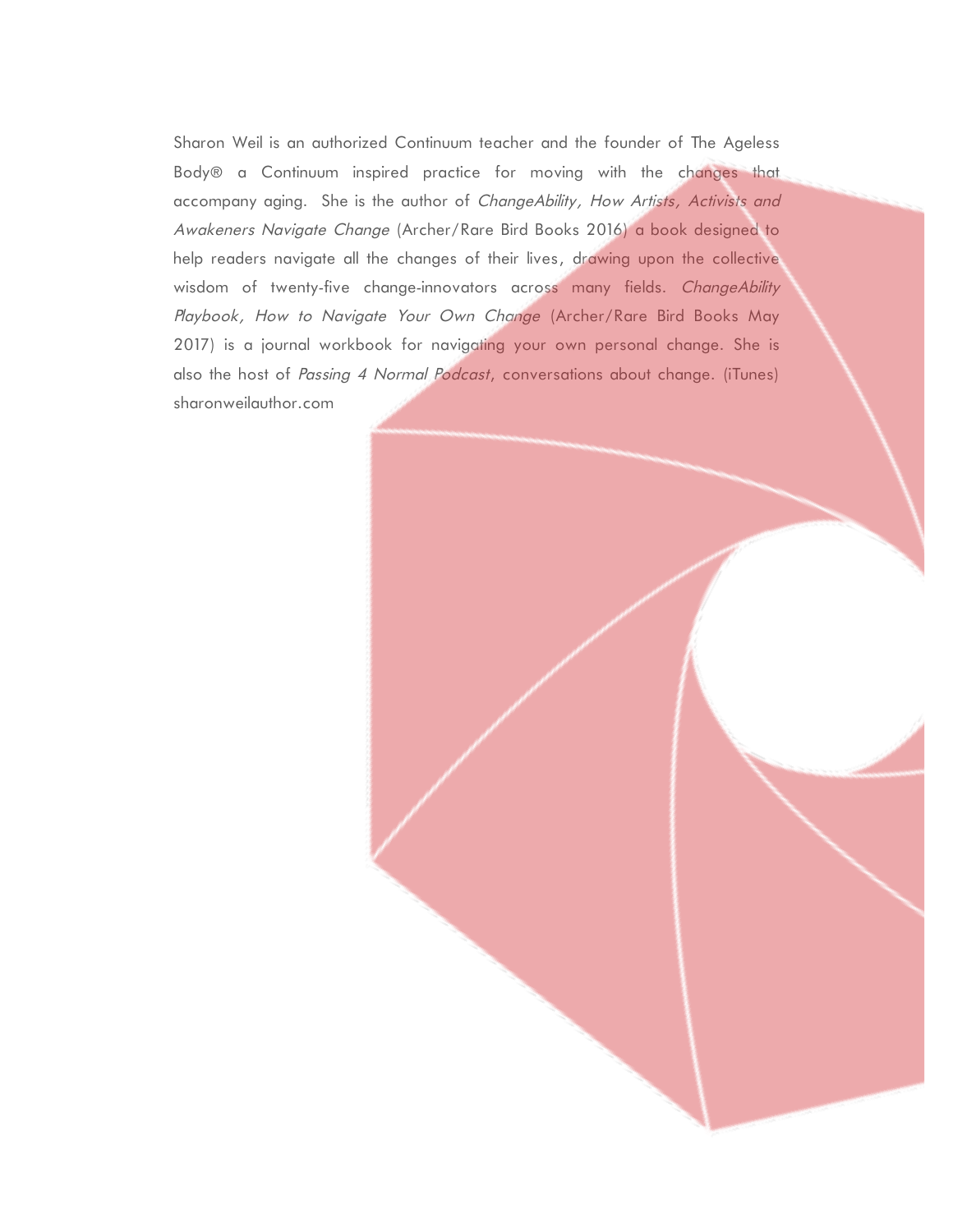Sharon Weil is an authorized Continuum teacher and the founder of The Ageless Body® a Continuum inspired practice for moving with the changes that accompany aging. She is the author of *ChangeAbility, How Artists, Activists and Awakeners Navigate Change* (Archer/Rare Bird Books 2016) a book designed to help readers navigate all the changes of their lives, drawing upon the collective wisdom of twenty-five change-innovators across many fields. *ChangeAbility Playbook, How to Navigate Your Own Change* (Archer/Rare Bird Books May 2017) is a journal workbook for navigating your own personal change. She is also the host of *Passing 4 Normal Podcast*, conversations about change. (iTunes) sharonweilauthor.com